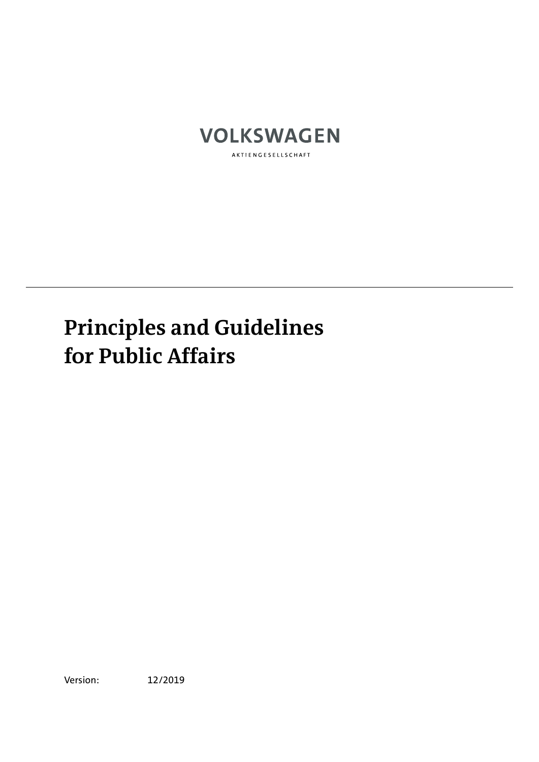VOLKSWAGEN

AKTIENGESELLSCHAFT

# Principles and Guidelines for Public Affairs

Version: 12/2019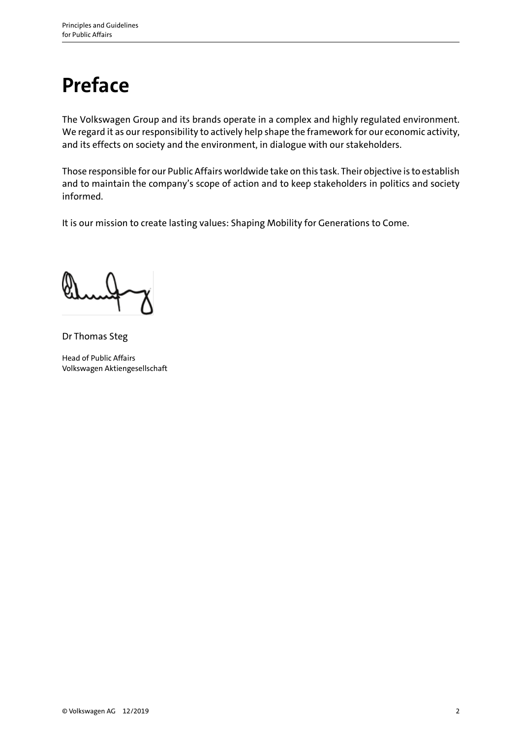# Preface

The Volkswagen Group and its brands operate in a complex and highly regulated environment. We regard it as our responsibility to actively help shape the framework for our economic activity, and its effects on society and the environment, in dialogue with our stakeholders.

Those responsible for our Public Affairs worldwide take on this task. Their objective is to establish and to maintain the company's scope of action and to keep stakeholders in politics and society informed.

It is our mission to create lasting values: Shaping Mobility for Generations to Come.

Dr Thomas Steg

Head of Public Affairs
Volkswagen Aktiengesellschaft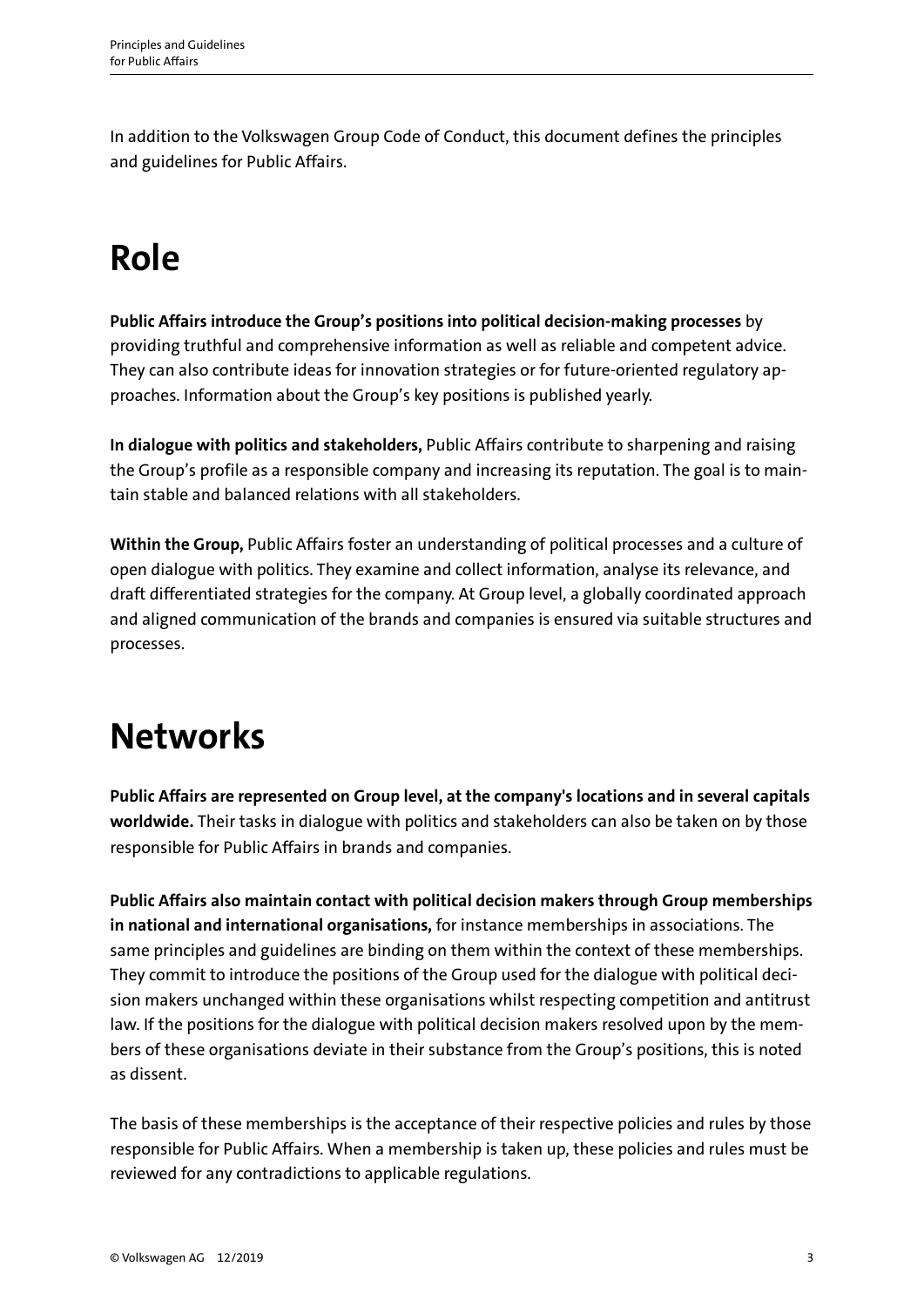In addition to the Volkswagen Group Code of Conduct, this document defines the principles and guidelines for Public Affairs.

# Role

**Public Affairs introduce the Group's positions into political decision-making processes** by providing truthful and comprehensive information as well as reliable and competent advice. They can also contribute ideas for innovation strategies or for future-oriented regulatory approaches. Information about the Group's key positions is published yearly.

**In dialogue with politics and stakeholders,** Public Affairs contribute to sharpening and raising the Group's profile as a responsible company and increasing its reputation. The goal is to maintain stable and balanced relations with all stakeholders.

**Within the Group,** Public Affairs foster an understanding of political processes and a culture of open dialogue with politics. They examine and collect information, analyse its relevance, and draft differentiated strategies for the company. At Group level, a globally coordinated approach and aligned communication of the brands and companies is ensured via suitable structures and processes.

# Networks

**Public Affairs are represented on Group level, at the company's locations and in several capitals worldwide.** Their tasks in dialogue with politics and stakeholders can also be taken on by those responsible for Public Affairs in brands and companies.

**Public Affairs also maintain contact with political decision makers through Group memberships in national and international organisations,** for instance memberships in associations. The same principles and guidelines are binding on them within the context of these memberships. They commit to introduce the positions of the Group used for the dialogue with political decision makers unchanged within these organisations whilst respecting competition and antitrust law. If the positions for the dialogue with political decision makers resolved upon by the members of these organisations deviate in their substance from the Group's positions, this is noted as dissent.

The basis of these memberships is the acceptance of their respective policies and rules by those responsible for Public Affairs. When a membership is taken up, these policies and rules must be reviewed for any contradictions to applicable regulations.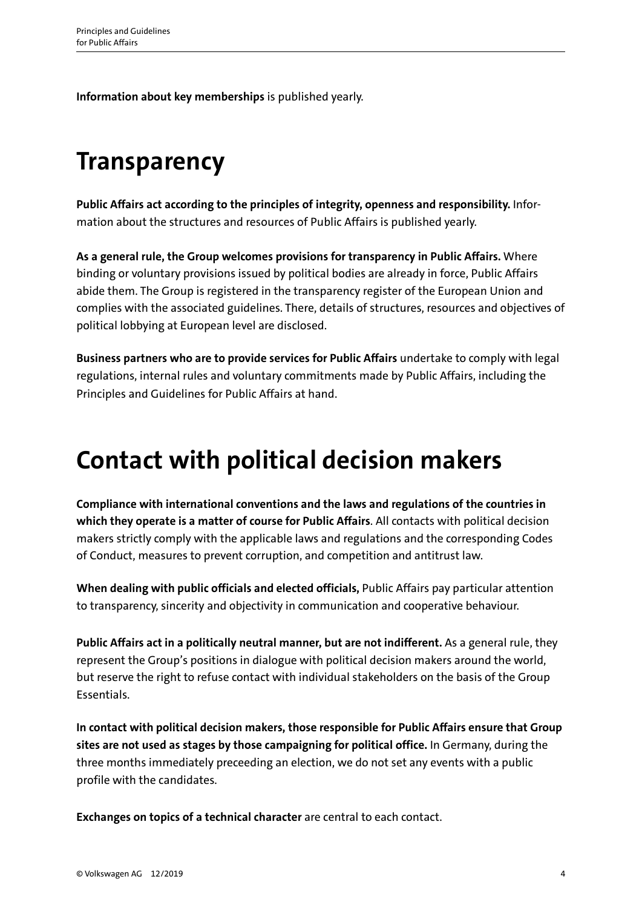**Information about key memberships** is published yearly.

## Transparency

**Public Affairs act according to the principles of integrity, openness and responsibility.** Information about the structures and resources of Public Affairs is published yearly.

**As a general rule, the Group welcomes provisions for transparency in Public Affairs.** Where binding or voluntary provisions issued by political bodies are already in force, Public Affairs abide them. The Group is registered in the transparency register of the European Union and complies with the associated guidelines. There, details of structures, resources and objectives of political lobbying at European level are disclosed.

**Business partners who are to provide services for Public Affairs** undertake to comply with legal regulations, internal rules and voluntary commitments made by Public Affairs, including the Principles and Guidelines for Public Affairs at hand.

## Contact with political decision makers

**Compliance with international conventions and the laws and regulations of the countries in which they operate is a matter of course for Public Affairs**. All contacts with political decision makers strictly comply with the applicable laws and regulations and the corresponding Codes of Conduct, measures to prevent corruption, and competition and antitrust law.

**When dealing with public officials and elected officials,** Public Affairs pay particular attention to transparency, sincerity and objectivity in communication and cooperative behaviour.

**Public Affairs act in a politically neutral manner, but are not indifferent.** As a general rule, they represent the Group's positions in dialogue with political decision makers around the world, but reserve the right to refuse contact with individual stakeholders on the basis of the Group Essentials.

**In contact with political decision makers, those responsible for Public Affairs ensure that Group sites are not used as stages by those campaigning for political office.** In Germany, during the three months immediately preceeding an election, we do not set any events with a public profile with the candidates.

**Exchanges on topics of a technical character** are central to each contact.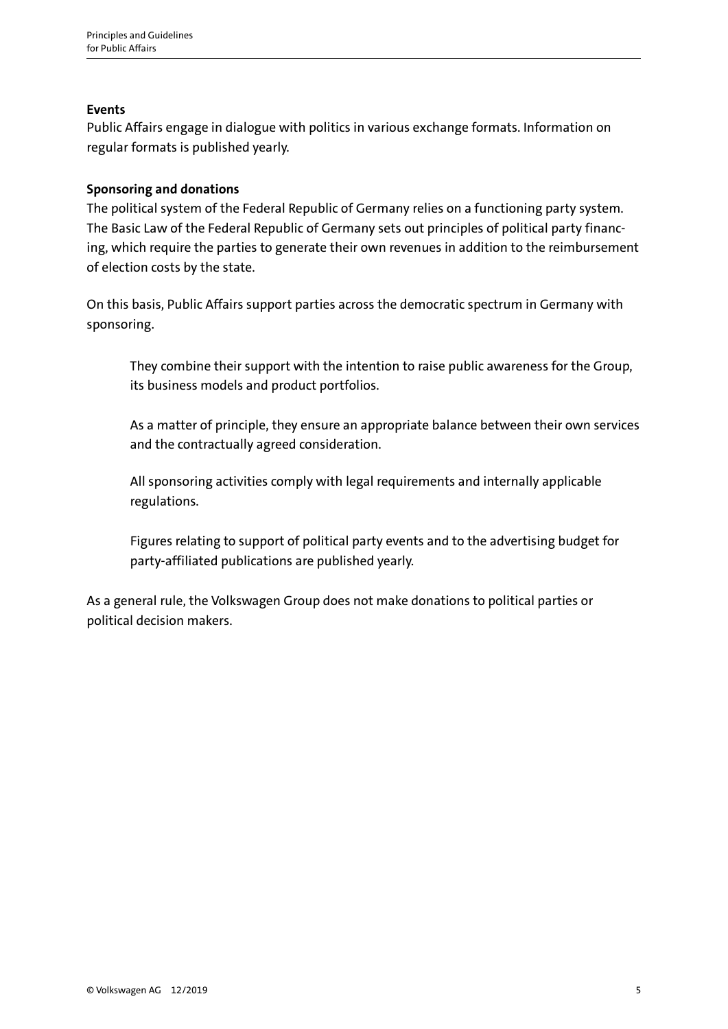**Events**

Public Affairs engage in dialogue with politics in various exchange formats. Information on regular formats is published yearly.

**Sponsoring and donations**

The political system of the Federal Republic of Germany relies on a functioning party system. The Basic Law of the Federal Republic of Germany sets out principles of political party financing, which require the parties to generate their own revenues in addition to the reimbursement of election costs by the state.

On this basis, Public Affairs support parties across the democratic spectrum in Germany with sponsoring.

> They combine their support with the intention to raise public awareness for the Group, its business models and product portfolios.
>
> As a matter of principle, they ensure an appropriate balance between their own services and the contractually agreed consideration.
>
> All sponsoring activities comply with legal requirements and internally applicable regulations.
>
> Figures relating to support of political party events and to the advertising budget for party-affiliated publications are published yearly.

As a general rule, the Volkswagen Group does not make donations to political parties or political decision makers.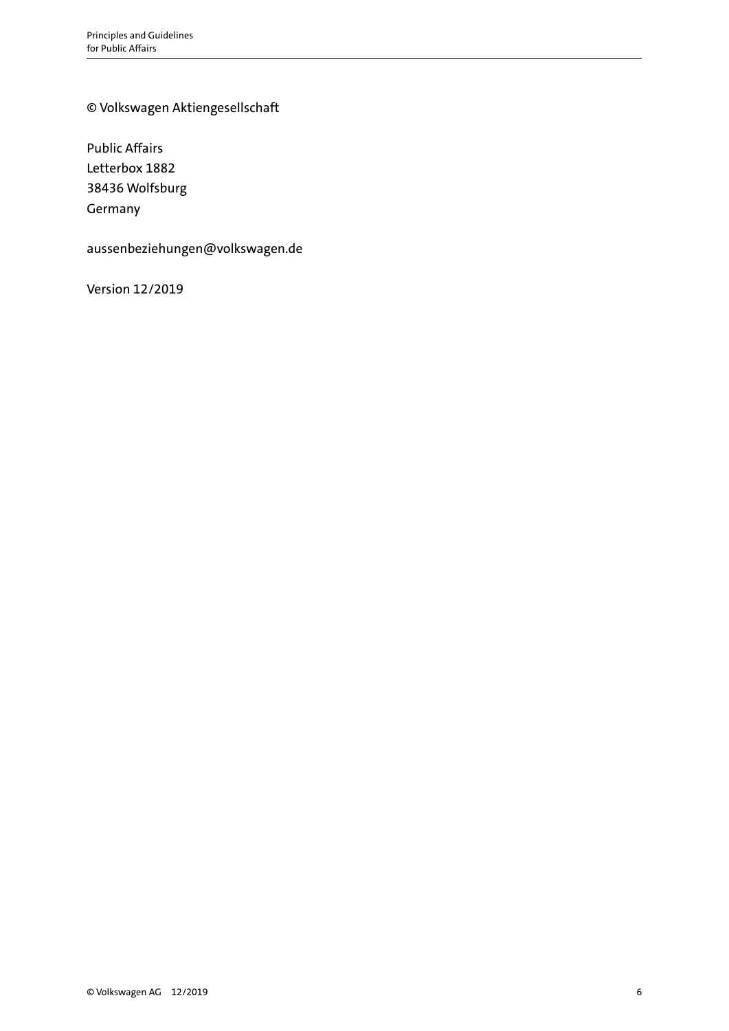© Volkswagen Aktiengesellschaft

Public Affairs
Letterbox 1882
38436 Wolfsburg
Germany

aussenbeziehungen@volkswagen.de

Version 12/2019